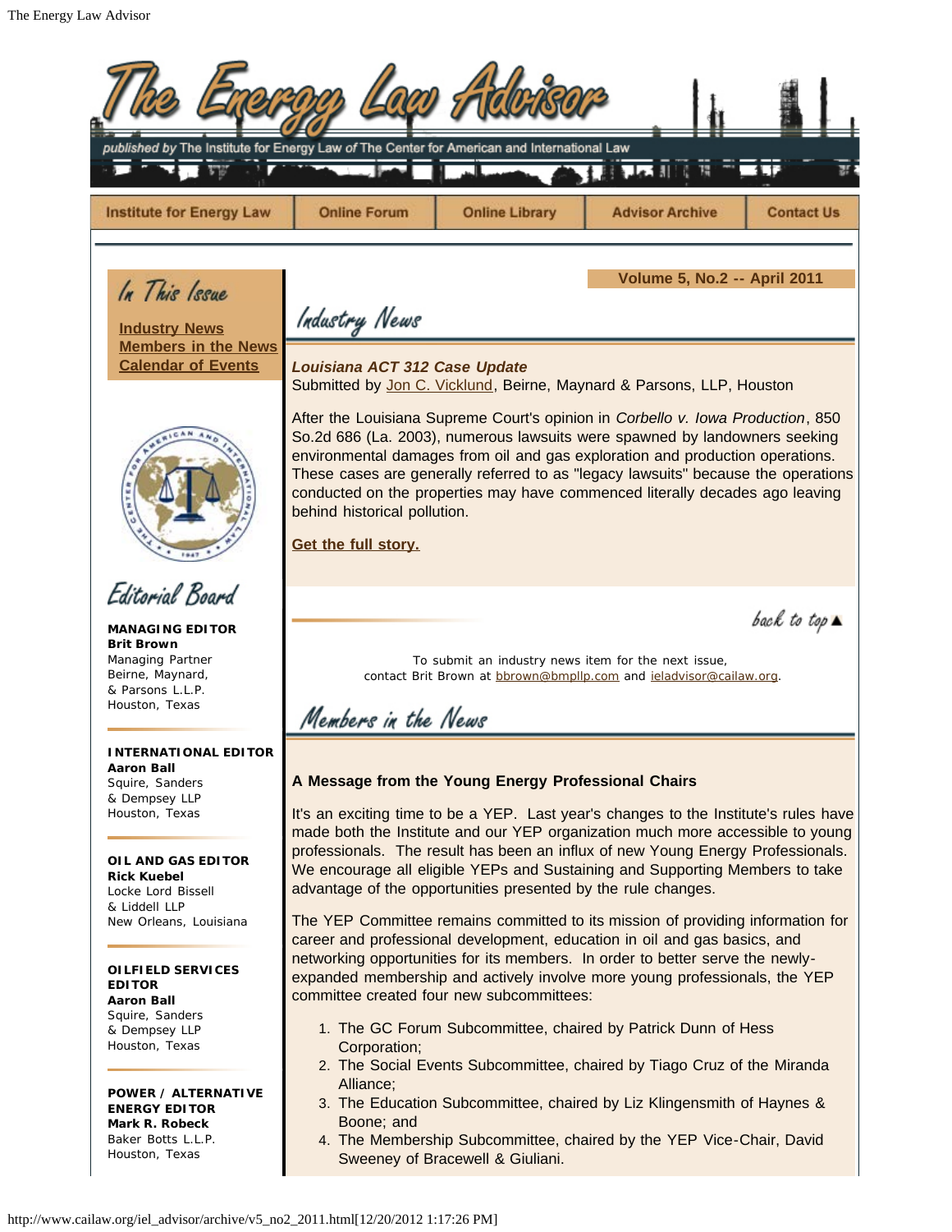# The Energy Law Advisor

*published by* The Institute for Energy Law of The Center for American and International Law

Institute for Energy Law | Online Forum | Online Library | Advisor Archive | Contact Us

## In This Issue

[Industry News](#)
[Members in the News](#)
[Calendar of Events](#)

## Editorial Board

**MANAGING EDITOR**
**Brit Brown**
Managing Partner
Beirne, Maynard,
& Parsons L.L.P.
Houston, Texas

**INTERNATIONAL EDITOR**
**Aaron Ball**
Squire, Sanders
& Dempsey LLP
Houston, Texas

**OIL AND GAS EDITOR**
**Rick Kuebel**
Locke Lord Bissell
& Liddell LLP
New Orleans, Louisiana

**OILFIELD SERVICES EDITOR**
**Aaron Ball**
Squire, Sanders
& Dempsey LLP
Houston, Texas

**POWER / ALTERNATIVE ENERGY EDITOR**
**Mark R. Robeck**
Baker Botts L.L.P.
Houston, Texas

**Volume 5, No.2 -- April 2011**

## Industry News

***Louisiana ACT 312 Case Update***
Submitted by Jon C. Vicklund, Beirne, Maynard & Parsons, LLP, Houston

After the Louisiana Supreme Court's opinion in *Corbello v. Iowa Production*, 850 So.2d 686 (La. 2003), numerous lawsuits were spawned by landowners seeking environmental damages from oil and gas exploration and production operations. These cases are generally referred to as "legacy lawsuits" because the operations conducted on the properties may have commenced literally decades ago leaving behind historical pollution.

**Get the full story.**

back to top ▲

To submit an industry news item for the next issue,
contact Brit Brown at bbrown@bmpllp.com and ieladvisor@cailaw.org.

## Members in the News

**A Message from the Young Energy Professional Chairs**

It's an exciting time to be a YEP. Last year's changes to the Institute's rules have made both the Institute and our YEP organization much more accessible to young professionals. The result has been an influx of new Young Energy Professionals. We encourage all eligible YEPs and Sustaining and Supporting Members to take advantage of the opportunities presented by the rule changes.

The YEP Committee remains committed to its mission of providing information for career and professional development, education in oil and gas basics, and networking opportunities for its members. In order to better serve the newly-expanded membership and actively involve more young professionals, the YEP committee created four new subcommittees:

1. The GC Forum Subcommittee, chaired by Patrick Dunn of Hess Corporation;
2. The Social Events Subcommittee, chaired by Tiago Cruz of the Miranda Alliance;
3. The Education Subcommittee, chaired by Liz Klingensmith of Haynes & Boone; and
4. The Membership Subcommittee, chaired by the YEP Vice-Chair, David Sweeney of Bracewell & Giuliani.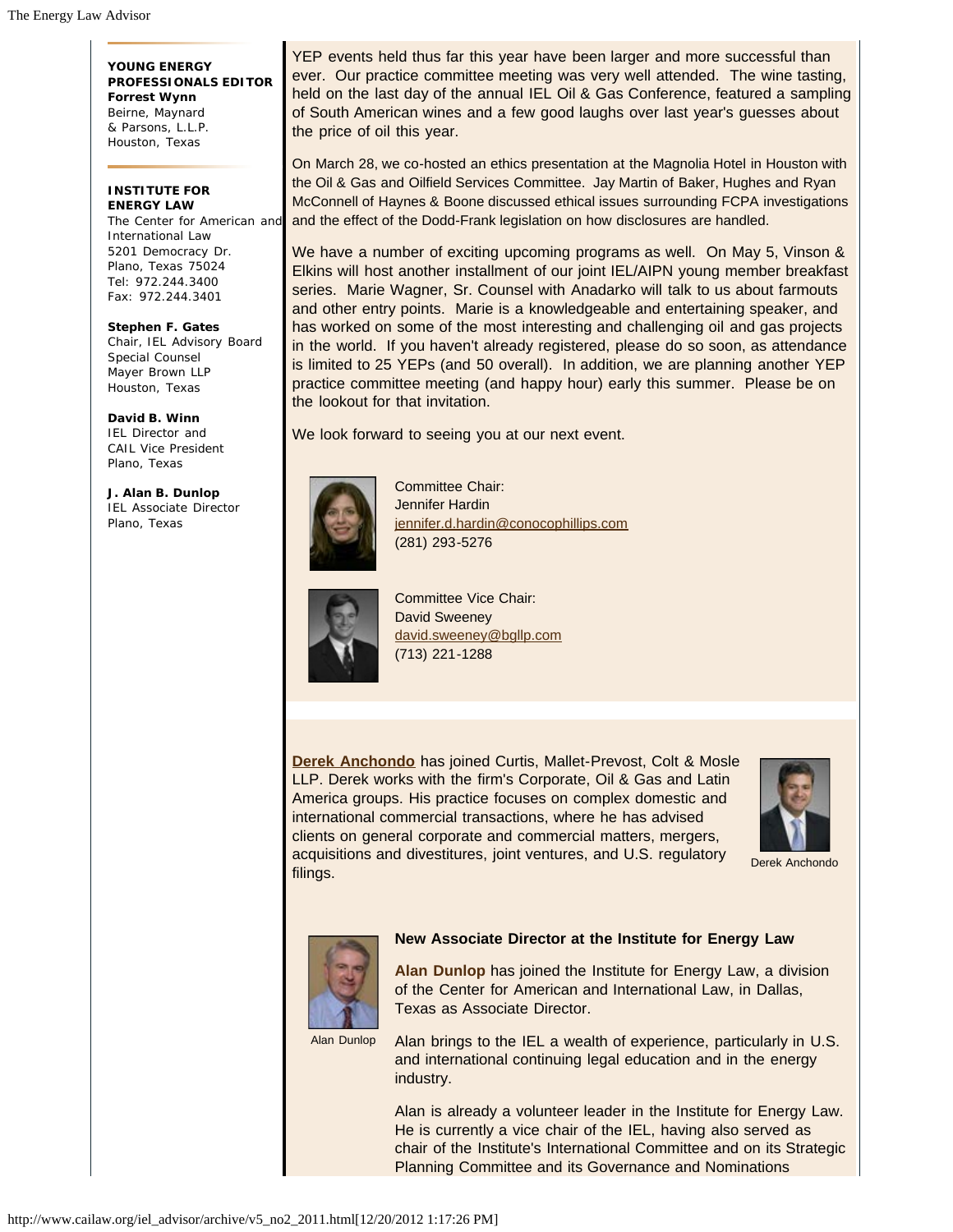**YOUNG ENERGY PROFESSIONALS EDITOR**
**Forrest Wynn**
Beirne, Maynard & Parsons, L.L.P.
Houston, Texas

**INSTITUTE FOR ENERGY LAW**
The Center for American and International Law
5201 Democracy Dr.
Plano, Texas 75024
Tel: 972.244.3400
Fax: 972.244.3401

**Stephen F. Gates**
Chair, IEL Advisory Board
Special Counsel
Mayer Brown LLP
Houston, Texas

**David B. Winn**
IEL Director and
CAIL Vice President
Plano, Texas

**J. Alan B. Dunlop**
IEL Associate Director
Plano, Texas

YEP events held thus far this year have been larger and more successful than ever. Our practice committee meeting was very well attended. The wine tasting, held on the last day of the annual IEL Oil & Gas Conference, featured a sampling of South American wines and a few good laughs over last year's guesses about the price of oil this year.

On March 28, we co-hosted an ethics presentation at the Magnolia Hotel in Houston with the Oil & Gas and Oilfield Services Committee. Jay Martin of Baker, Hughes and Ryan McConnell of Haynes & Boone discussed ethical issues surrounding FCPA investigations and the effect of the Dodd-Frank legislation on how disclosures are handled.

We have a number of exciting upcoming programs as well. On May 5, Vinson & Elkins will host another installment of our joint IEL/AIPN young member breakfast series. Marie Wagner, Sr. Counsel with Anadarko will talk to us about farmouts and other entry points. Marie is a knowledgeable and entertaining speaker, and has worked on some of the most interesting and challenging oil and gas projects in the world. If you haven't already registered, please do so soon, as attendance is limited to 25 YEPs (and 50 overall). In addition, we are planning another YEP practice committee meeting (and happy hour) early this summer. Please be on the lookout for that invitation.

We look forward to seeing you at our next event.

Committee Chair:
Jennifer Hardin
jennifer.d.hardin@conocophillips.com
(281) 293-5276

Committee Vice Chair:
David Sweeney
david.sweeney@bgllp.com
(713) 221-1288

**Derek Anchondo** has joined Curtis, Mallet-Prevost, Colt & Mosle LLP. Derek works with the firm's Corporate, Oil & Gas and Latin America groups. His practice focuses on complex domestic and international commercial transactions, where he has advised clients on general corporate and commercial matters, mergers, acquisitions and divestitures, joint ventures, and U.S. regulatory filings.

Derek Anchondo

### New Associate Director at the Institute for Energy Law

Alan Dunlop

**Alan Dunlop** has joined the Institute for Energy Law, a division of the Center for American and International Law, in Dallas, Texas as Associate Director.

Alan brings to the IEL a wealth of experience, particularly in U.S. and international continuing legal education and in the energy industry.

Alan is already a volunteer leader in the Institute for Energy Law. He is currently a vice chair of the IEL, having also served as chair of the Institute's International Committee and on its Strategic Planning Committee and its Governance and Nominations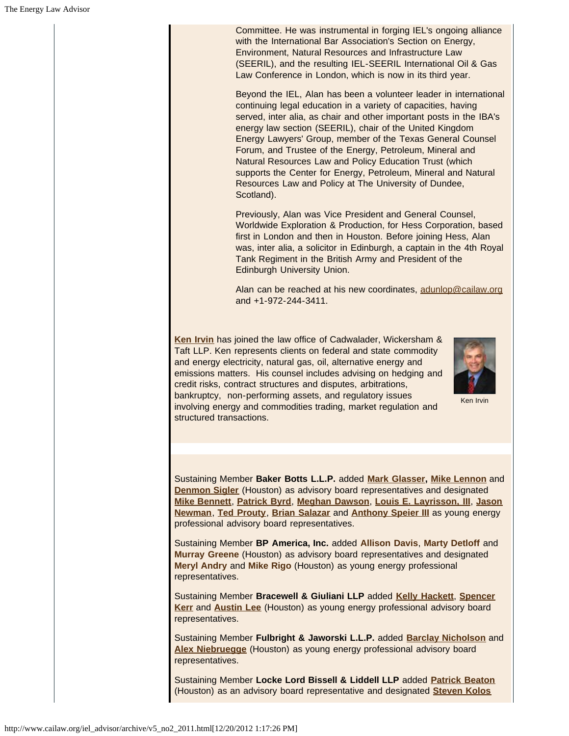Committee. He was instrumental in forging IEL's ongoing alliance with the International Bar Association's Section on Energy, Environment, Natural Resources and Infrastructure Law (SEERIL), and the resulting IEL-SEERIL International Oil & Gas Law Conference in London, which is now in its third year.

Beyond the IEL, Alan has been a volunteer leader in international continuing legal education in a variety of capacities, having served, inter alia, as chair and other important posts in the IBA's energy law section (SEERIL), chair of the United Kingdom Energy Lawyers' Group, member of the Texas General Counsel Forum, and Trustee of the Energy, Petroleum, Mineral and Natural Resources Law and Policy Education Trust (which supports the Center for Energy, Petroleum, Mineral and Natural Resources Law and Policy at The University of Dundee, Scotland).

Previously, Alan was Vice President and General Counsel, Worldwide Exploration & Production, for Hess Corporation, based first in London and then in Houston. Before joining Hess, Alan was, inter alia, a solicitor in Edinburgh, a captain in the 4th Royal Tank Regiment in the British Army and President of the Edinburgh University Union.

Alan can be reached at his new coordinates, adunlop@cailaw.org and +1-972-244-3411.

**Ken Irvin** has joined the law office of Cadwalader, Wickersham & Taft LLP. Ken represents clients on federal and state commodity and energy electricity, natural gas, oil, alternative energy and emissions matters. His counsel includes advising on hedging and credit risks, contract structures and disputes, arbitrations, bankruptcy, non-performing assets, and regulatory issues involving energy and commodities trading, market regulation and structured transactions.

Ken Irvin

Sustaining Member **Baker Botts L.L.P.** added **Mark Glasser**, **Mike Lennon** and **Denmon Sigler** (Houston) as advisory board representatives and designated **Mike Bennett**, **Patrick Byrd**, **Meghan Dawson**, **Louis E. Layrisson, III**, **Jason Newman**, **Ted Prouty**, **Brian Salazar** and **Anthony Speier III** as young energy professional advisory board representatives.

Sustaining Member **BP America, Inc.** added **Allison Davis**, **Marty Detloff** and **Murray Greene** (Houston) as advisory board representatives and designated **Meryl Andry** and **Mike Rigo** (Houston) as young energy professional representatives.

Sustaining Member **Bracewell & Giuliani LLP** added **Kelly Hackett**, **Spencer Kerr** and **Austin Lee** (Houston) as young energy professional advisory board representatives.

Sustaining Member **Fulbright & Jaworski L.L.P.** added **Barclay Nicholson** and **Alex Niebruegge** (Houston) as young energy professional advisory board representatives.

Sustaining Member **Locke Lord Bissell & Liddell LLP** added **Patrick Beaton** (Houston) as an advisory board representative and designated **Steven Kolos**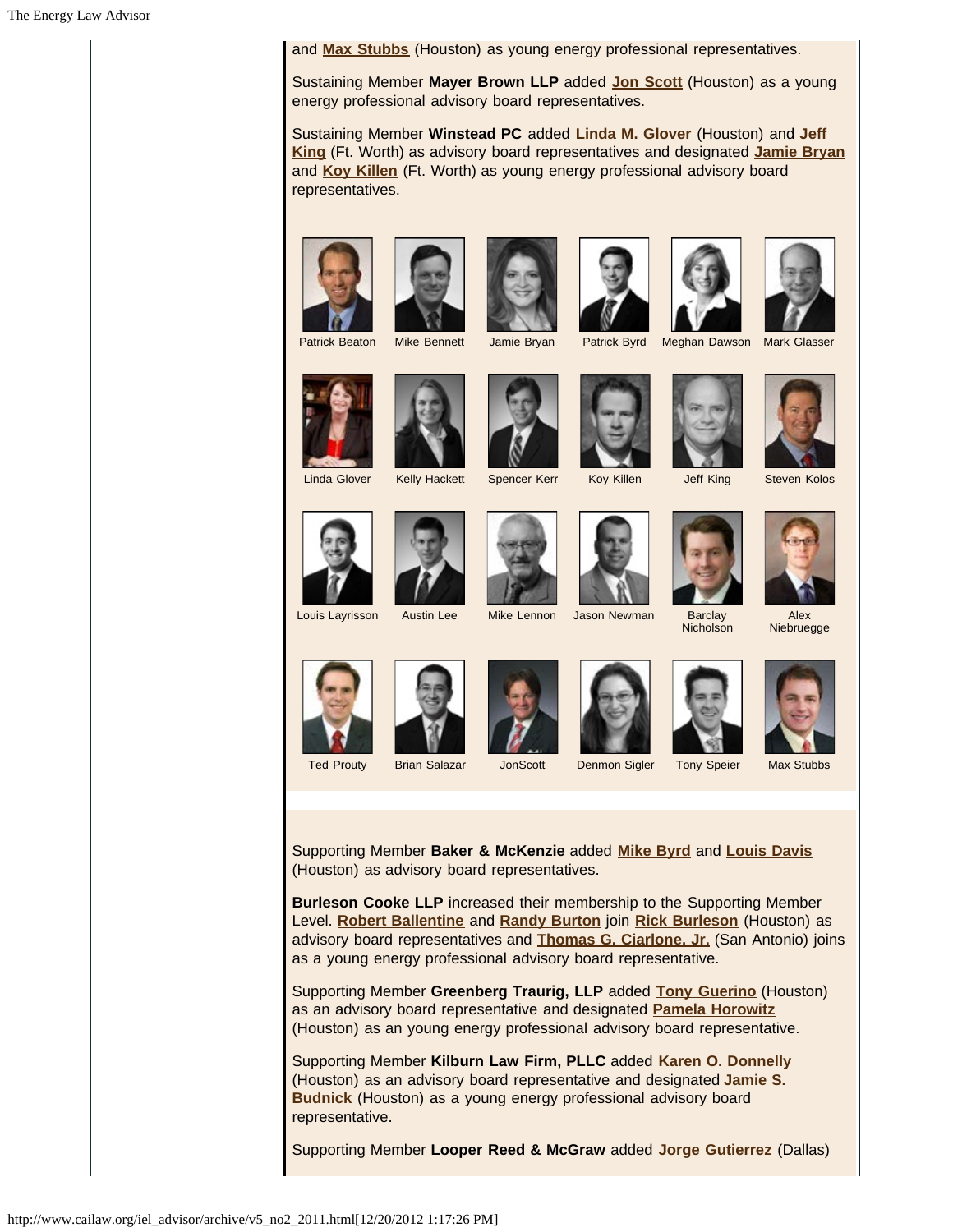and **Max Stubbs** (Houston) as young energy professional representatives.

Sustaining Member **Mayer Brown LLP** added **Jon Scott** (Houston) as a young energy professional advisory board representatives.

Sustaining Member **Winstead PC** added **Linda M. Glover** (Houston) and **Jeff King** (Ft. Worth) as advisory board representatives and designated **Jamie Bryan** and **Koy Killen** (Ft. Worth) as young energy professional advisory board representatives.

Patrick Beaton | Mike Bennett | Jamie Bryan | Patrick Byrd | Meghan Dawson | Mark Glasser

Linda Glover | Kelly Hackett | Spencer Kerr | Koy Killen | Jeff King | Steven Kolos

Louis Layrisson | Austin Lee | Mike Lennon | Jason Newman | Barclay Nicholson | Alex Niebruegge

Ted Prouty | Brian Salazar | JonScott | Denmon Sigler | Tony Speier | Max Stubbs

Supporting Member **Baker & McKenzie** added **Mike Byrd** and **Louis Davis** (Houston) as advisory board representatives.

**Burleson Cooke LLP** increased their membership to the Supporting Member Level. **Robert Ballentine** and **Randy Burton** join **Rick Burleson** (Houston) as advisory board representatives and **Thomas G. Ciarlone, Jr.** (San Antonio) joins as a young energy professional advisory board representative.

Supporting Member **Greenberg Traurig, LLP** added **Tony Guerino** (Houston) as an advisory board representative and designated **Pamela Horowitz** (Houston) as an young energy professional advisory board representative.

Supporting Member **Kilburn Law Firm, PLLC** added **Karen O. Donnelly** (Houston) as an advisory board representative and designated **Jamie S. Budnick** (Houston) as a young energy professional advisory board representative.

Supporting Member **Looper Reed & McGraw** added **Jorge Gutierrez** (Dallas)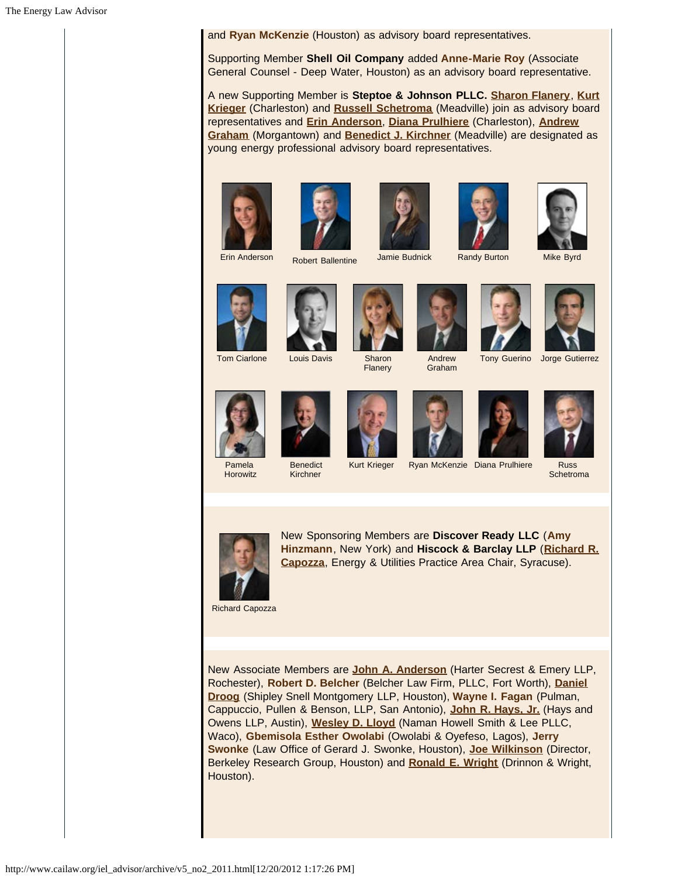and **Ryan McKenzie** (Houston) as advisory board representatives.

Supporting Member **Shell Oil Company** added **Anne-Marie Roy** (Associate General Counsel - Deep Water, Houston) as an advisory board representative.

A new Supporting Member is **Steptoe & Johnson PLLC.** **Sharon Flanery**, **Kurt Krieger** (Charleston) and **Russell Schetroma** (Meadville) join as advisory board representatives and **Erin Anderson**, **Diana Prulhiere** (Charleston), **Andrew Graham** (Morgantown) and **Benedict J. Kirchner** (Meadville) are designated as young energy professional advisory board representatives.

Erin Anderson

Robert Ballentine

Jamie Budnick

Randy Burton

Mike Byrd

Tom Ciarlone

Louis Davis

Sharon Flanery

Andrew Graham

Tony Guerino

Jorge Gutierrez

Pamela Horowitz

Benedict Kirchner

Kurt Krieger

Ryan McKenzie

Diana Prulhiere

Russ Schetroma

New Sponsoring Members are **Discover Ready LLC** (**Amy Hinzmann**, New York) and **Hiscock & Barclay LLP** (**Richard R. Capozza**, Energy & Utilities Practice Area Chair, Syracuse).

Richard Capozza

New Associate Members are **John A. Anderson** (Harter Secrest & Emery LLP, Rochester), **Robert D. Belcher** (Belcher Law Firm, PLLC, Fort Worth), **Daniel Droog** (Shipley Snell Montgomery LLP, Houston), **Wayne I. Fagan** (Pulman, Cappuccio, Pullen & Benson, LLP, San Antonio), **John R. Hays, Jr.** (Hays and Owens LLP, Austin), **Wesley D. Lloyd** (Naman Howell Smith & Lee PLLC, Waco), **Gbemisola Esther Owolabi** (Owolabi & Oyefeso, Lagos), **Jerry Swonke** (Law Office of Gerard J. Swonke, Houston), **Joe Wilkinson** (Director, Berkeley Research Group, Houston) and **Ronald E. Wright** (Drinnon & Wright, Houston).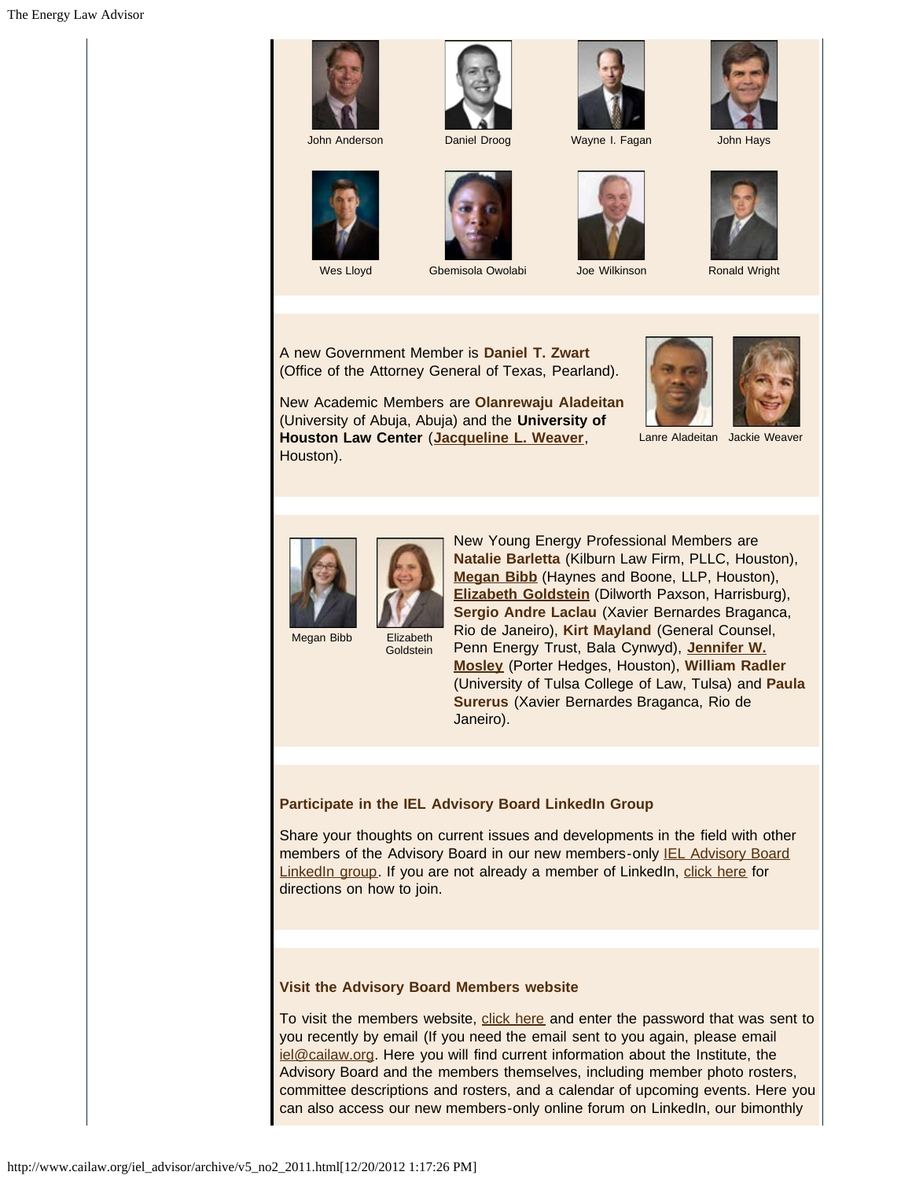John Anderson | Daniel Droog | Wayne I. Fagan | John Hays

Wes Lloyd | Gbemisola Owolabi | Joe Wilkinson | Ronald Wright

A new Government Member is **Daniel T. Zwart** (Office of the Attorney General of Texas, Pearland).

New Academic Members are **Olanrewaju Aladeitan** (University of Abuja, Abuja) and the **University of Houston Law Center** (**Jacqueline L. Weaver**, Houston).

Lanre Aladeitan | Jackie Weaver

Megan Bibb | Elizabeth Goldstein

New Young Energy Professional Members are **Natalie Barletta** (Kilburn Law Firm, PLLC, Houston), **Megan Bibb** (Haynes and Boone, LLP, Houston), **Elizabeth Goldstein** (Dilworth Paxson, Harrisburg), **Sergio Andre Laclau** (Xavier Bernardes Braganca, Rio de Janeiro), **Kirt Mayland** (General Counsel, Penn Energy Trust, Bala Cynwyd), **Jennifer W. Mosley** (Porter Hedges, Houston), **William Radler** (University of Tulsa College of Law, Tulsa) and **Paula Surerus** (Xavier Bernardes Braganca, Rio de Janeiro).

### Participate in the IEL Advisory Board LinkedIn Group

Share your thoughts on current issues and developments in the field with other members of the Advisory Board in our new members-only IEL Advisory Board LinkedIn group. If you are not already a member of LinkedIn, click here for directions on how to join.

### Visit the Advisory Board Members website

To visit the members website, click here and enter the password that was sent to you recently by email (If you need the email sent to you again, please email iel@cailaw.org. Here you will find current information about the Institute, the Advisory Board and the members themselves, including member photo rosters, committee descriptions and rosters, and a calendar of upcoming events. Here you can also access our new members-only online forum on LinkedIn, our bimonthly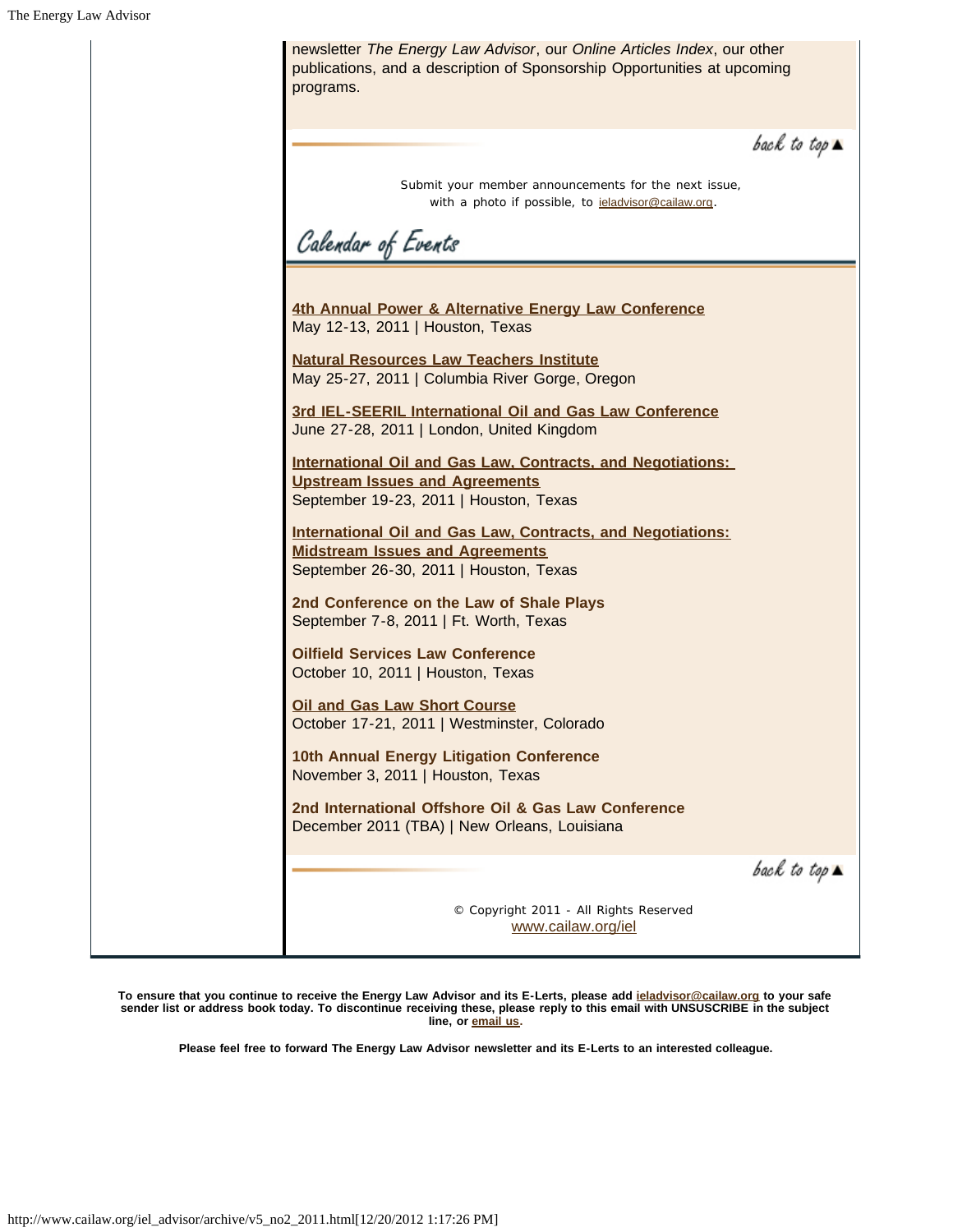newsletter *The Energy Law Advisor*, our *Online Articles Index*, our other publications, and a description of Sponsorship Opportunities at upcoming programs.

back to top ▲

Submit your member announcements for the next issue, with a photo if possible, to ieladvisor@cailaw.org.

## Calendar of Events

**4th Annual Power & Alternative Energy Law Conference**
May 12-13, 2011 | Houston, Texas

**Natural Resources Law Teachers Institute**
May 25-27, 2011 | Columbia River Gorge, Oregon

**3rd IEL-SEERIL International Oil and Gas Law Conference**
June 27-28, 2011 | London, United Kingdom

**International Oil and Gas Law, Contracts, and Negotiations: Upstream Issues and Agreements**
September 19-23, 2011 | Houston, Texas

**International Oil and Gas Law, Contracts, and Negotiations: Midstream Issues and Agreements**
September 26-30, 2011 | Houston, Texas

**2nd Conference on the Law of Shale Plays**
September 7-8, 2011 | Ft. Worth, Texas

**Oilfield Services Law Conference**
October 10, 2011 | Houston, Texas

**Oil and Gas Law Short Course**
October 17-21, 2011 | Westminster, Colorado

**10th Annual Energy Litigation Conference**
November 3, 2011 | Houston, Texas

**2nd International Offshore Oil & Gas Law Conference**
December 2011 (TBA) | New Orleans, Louisiana

back to top ▲

© Copyright 2011 - All Rights Reserved
www.cailaw.org/iel

**To ensure that you continue to receive the Energy Law Advisor and its E-Lerts, please add ieladvisor@cailaw.org to your safe sender list or address book today. To discontinue receiving these, please reply to this email with UNSUSCRIBE in the subject line, or email us.**

**Please feel free to forward The Energy Law Advisor newsletter and its E-Lerts to an interested colleague.**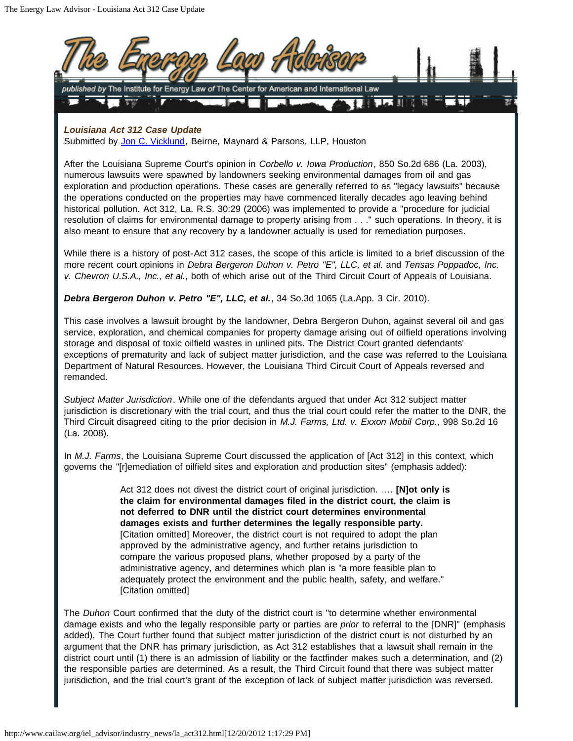### *Louisiana Act 312 Case Update*

Submitted by [Jon C. Vicklund](), Beirne, Maynard & Parsons, LLP, Houston

After the Louisiana Supreme Court's opinion in *Corbello v. Iowa Production*, 850 So.2d 686 (La. 2003), numerous lawsuits were spawned by landowners seeking environmental damages from oil and gas exploration and production operations. These cases are generally referred to as "legacy lawsuits" because the operations conducted on the properties may have commenced literally decades ago leaving behind historical pollution. Act 312, La. R.S. 30:29 (2006) was implemented to provide a "procedure for judicial resolution of claims for environmental damage to property arising from . . ." such operations. In theory, it is also meant to ensure that any recovery by a landowner actually is used for remediation purposes.

While there is a history of post-Act 312 cases, the scope of this article is limited to a brief discussion of the more recent court opinions in *Debra Bergeron Duhon v. Petro "E", LLC, et al.* and *Tensas Poppadoc, Inc. v. Chevron U.S.A., Inc., et al.*, both of which arise out of the Third Circuit Court of Appeals of Louisiana.

***Debra Bergeron Duhon v. Petro "E", LLC, et al.***, 34 So.3d 1065 (La.App. 3 Cir. 2010).

This case involves a lawsuit brought by the landowner, Debra Bergeron Duhon, against several oil and gas service, exploration, and chemical companies for property damage arising out of oilfield operations involving storage and disposal of toxic oilfield wastes in unlined pits. The District Court granted defendants' exceptions of prematurity and lack of subject matter jurisdiction, and the case was referred to the Louisiana Department of Natural Resources. However, the Louisiana Third Circuit Court of Appeals reversed and remanded.

*Subject Matter Jurisdiction*. While one of the defendants argued that under Act 312 subject matter jurisdiction is discretionary with the trial court, and thus the trial court could refer the matter to the DNR, the Third Circuit disagreed citing to the prior decision in *M.J. Farms, Ltd. v. Exxon Mobil Corp.*, 998 So.2d 16 (La. 2008).

In *M.J. Farms*, the Louisiana Supreme Court discussed the application of [Act 312] in this context, which governs the "[r]emediation of oilfield sites and exploration and production sites" (emphasis added):

> Act 312 does not divest the district court of original jurisdiction. …. **[N]ot only is the claim for environmental damages filed in the district court, the claim is not deferred to DNR until the district court determines environmental damages exists and further determines the legally responsible party.** [Citation omitted] Moreover, the district court is not required to adopt the plan approved by the administrative agency, and further retains jurisdiction to compare the various proposed plans, whether proposed by a party of the administrative agency, and determines which plan is "a more feasible plan to adequately protect the environment and the public health, safety, and welfare." [Citation omitted]

The *Duhon* Court confirmed that the duty of the district court is "to determine whether environmental damage exists and who the legally responsible party or parties are *prior* to referral to the [DNR]" (emphasis added). The Court further found that subject matter jurisdiction of the district court is not disturbed by an argument that the DNR has primary jurisdiction, as Act 312 establishes that a lawsuit shall remain in the district court until (1) there is an admission of liability or the factfinder makes such a determination, and (2) the responsible parties are determined. As a result, the Third Circuit found that there was subject matter jurisdiction, and the trial court's grant of the exception of lack of subject matter jurisdiction was reversed.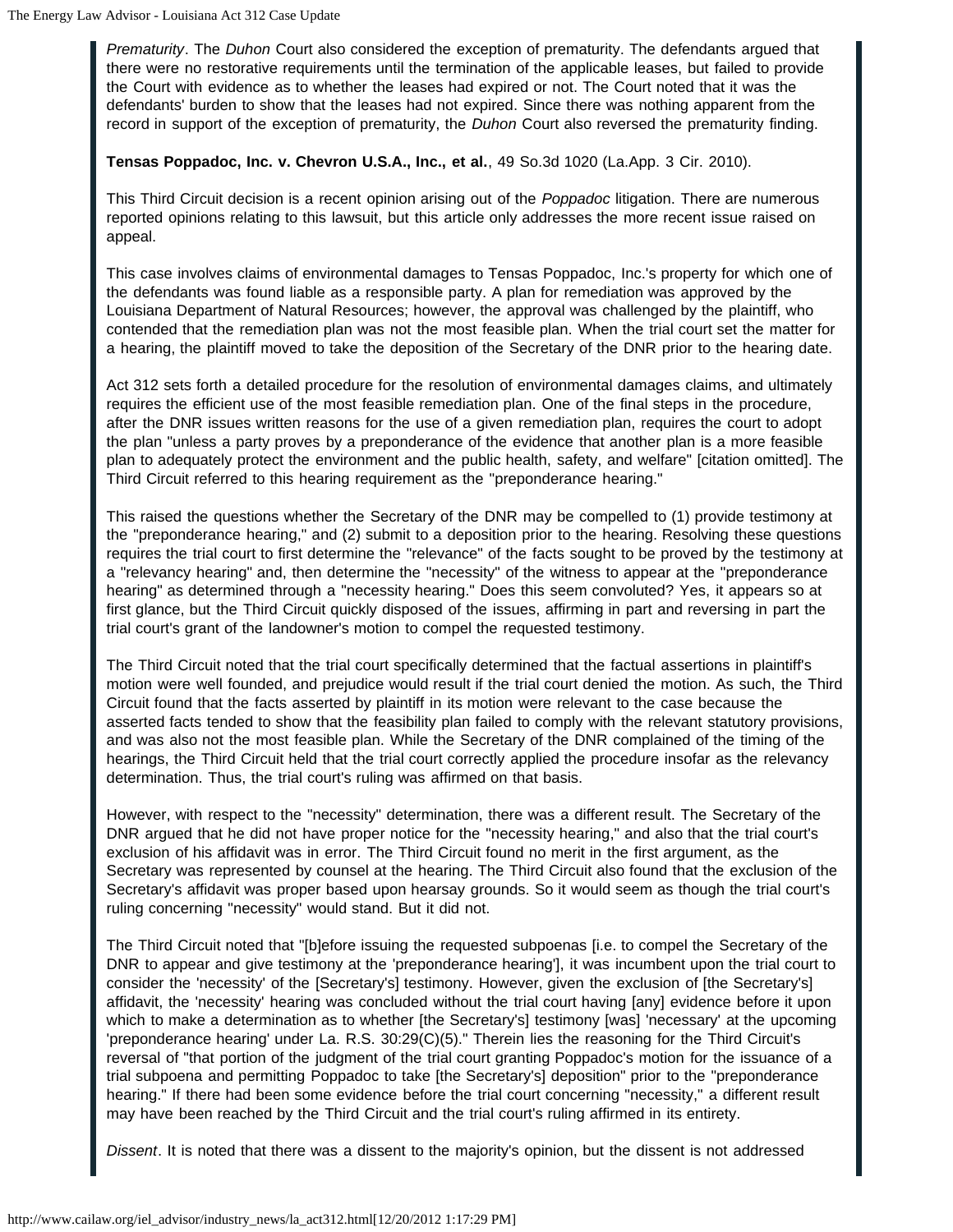*Prematurity*. The *Duhon* Court also considered the exception of prematurity. The defendants argued that there were no restorative requirements until the termination of the applicable leases, but failed to provide the Court with evidence as to whether the leases had expired or not. The Court noted that it was the defendants' burden to show that the leases had not expired. Since there was nothing apparent from the record in support of the exception of prematurity, the *Duhon* Court also reversed the prematurity finding.

**Tensas Poppadoc, Inc. v. Chevron U.S.A., Inc., et al.**, 49 So.3d 1020 (La.App. 3 Cir. 2010).

This Third Circuit decision is a recent opinion arising out of the *Poppadoc* litigation. There are numerous reported opinions relating to this lawsuit, but this article only addresses the more recent issue raised on appeal.

This case involves claims of environmental damages to Tensas Poppadoc, Inc.'s property for which one of the defendants was found liable as a responsible party. A plan for remediation was approved by the Louisiana Department of Natural Resources; however, the approval was challenged by the plaintiff, who contended that the remediation plan was not the most feasible plan. When the trial court set the matter for a hearing, the plaintiff moved to take the deposition of the Secretary of the DNR prior to the hearing date.

Act 312 sets forth a detailed procedure for the resolution of environmental damages claims, and ultimately requires the efficient use of the most feasible remediation plan. One of the final steps in the procedure, after the DNR issues written reasons for the use of a given remediation plan, requires the court to adopt the plan "unless a party proves by a preponderance of the evidence that another plan is a more feasible plan to adequately protect the environment and the public health, safety, and welfare" [citation omitted]. The Third Circuit referred to this hearing requirement as the "preponderance hearing."

This raised the questions whether the Secretary of the DNR may be compelled to (1) provide testimony at the "preponderance hearing," and (2) submit to a deposition prior to the hearing. Resolving these questions requires the trial court to first determine the "relevance" of the facts sought to be proved by the testimony at a "relevancy hearing" and, then determine the "necessity" of the witness to appear at the "preponderance hearing" as determined through a "necessity hearing." Does this seem convoluted? Yes, it appears so at first glance, but the Third Circuit quickly disposed of the issues, affirming in part and reversing in part the trial court's grant of the landowner's motion to compel the requested testimony.

The Third Circuit noted that the trial court specifically determined that the factual assertions in plaintiff's motion were well founded, and prejudice would result if the trial court denied the motion. As such, the Third Circuit found that the facts asserted by plaintiff in its motion were relevant to the case because the asserted facts tended to show that the feasibility plan failed to comply with the relevant statutory provisions, and was also not the most feasible plan. While the Secretary of the DNR complained of the timing of the hearings, the Third Circuit held that the trial court correctly applied the procedure insofar as the relevancy determination. Thus, the trial court's ruling was affirmed on that basis.

However, with respect to the "necessity" determination, there was a different result. The Secretary of the DNR argued that he did not have proper notice for the "necessity hearing," and also that the trial court's exclusion of his affidavit was in error. The Third Circuit found no merit in the first argument, as the Secretary was represented by counsel at the hearing. The Third Circuit also found that the exclusion of the Secretary's affidavit was proper based upon hearsay grounds. So it would seem as though the trial court's ruling concerning "necessity" would stand. But it did not.

The Third Circuit noted that "[b]efore issuing the requested subpoenas [i.e. to compel the Secretary of the DNR to appear and give testimony at the 'preponderance hearing'], it was incumbent upon the trial court to consider the 'necessity' of the [Secretary's] testimony. However, given the exclusion of [the Secretary's] affidavit, the 'necessity' hearing was concluded without the trial court having [any] evidence before it upon which to make a determination as to whether [the Secretary's] testimony [was] 'necessary' at the upcoming 'preponderance hearing' under La. R.S. 30:29(C)(5)." Therein lies the reasoning for the Third Circuit's reversal of "that portion of the judgment of the trial court granting Poppadoc's motion for the issuance of a trial subpoena and permitting Poppadoc to take [the Secretary's] deposition" prior to the "preponderance hearing." If there had been some evidence before the trial court concerning "necessity," a different result may have been reached by the Third Circuit and the trial court's ruling affirmed in its entirety.

*Dissent*. It is noted that there was a dissent to the majority's opinion, but the dissent is not addressed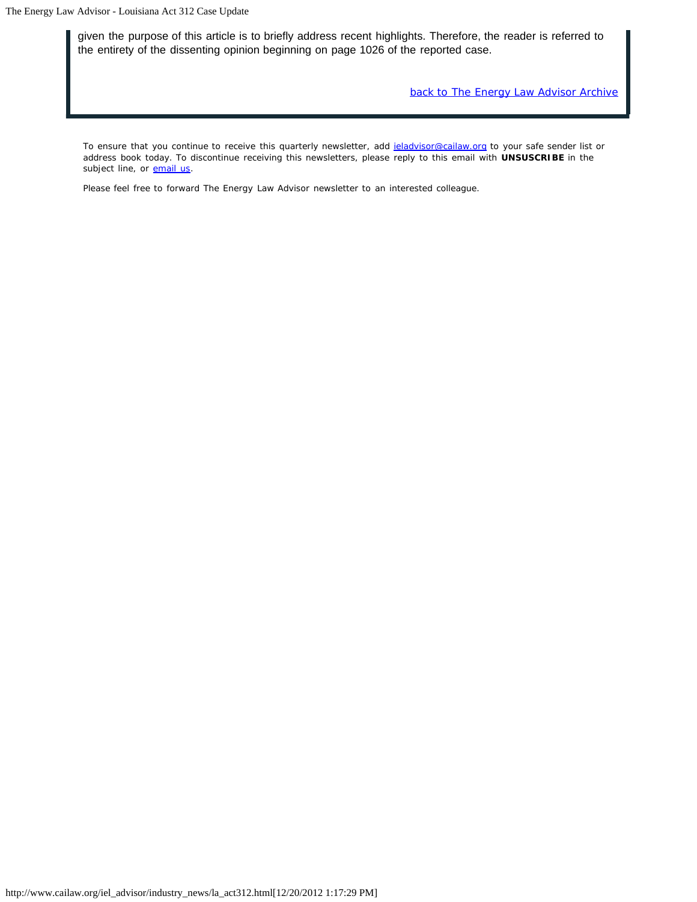given the purpose of this article is to briefly address recent highlights. Therefore, the reader is referred to the entirety of the dissenting opinion beginning on page 1026 of the reported case.

back to The Energy Law Advisor Archive

To ensure that you continue to receive this quarterly newsletter, add ieladvisor@cailaw.org to your safe sender list or address book today. To discontinue receiving this newsletters, please reply to this email with **UNSUSCRIBE** in the subject line, or email us.

Please feel free to forward The Energy Law Advisor newsletter to an interested colleague.